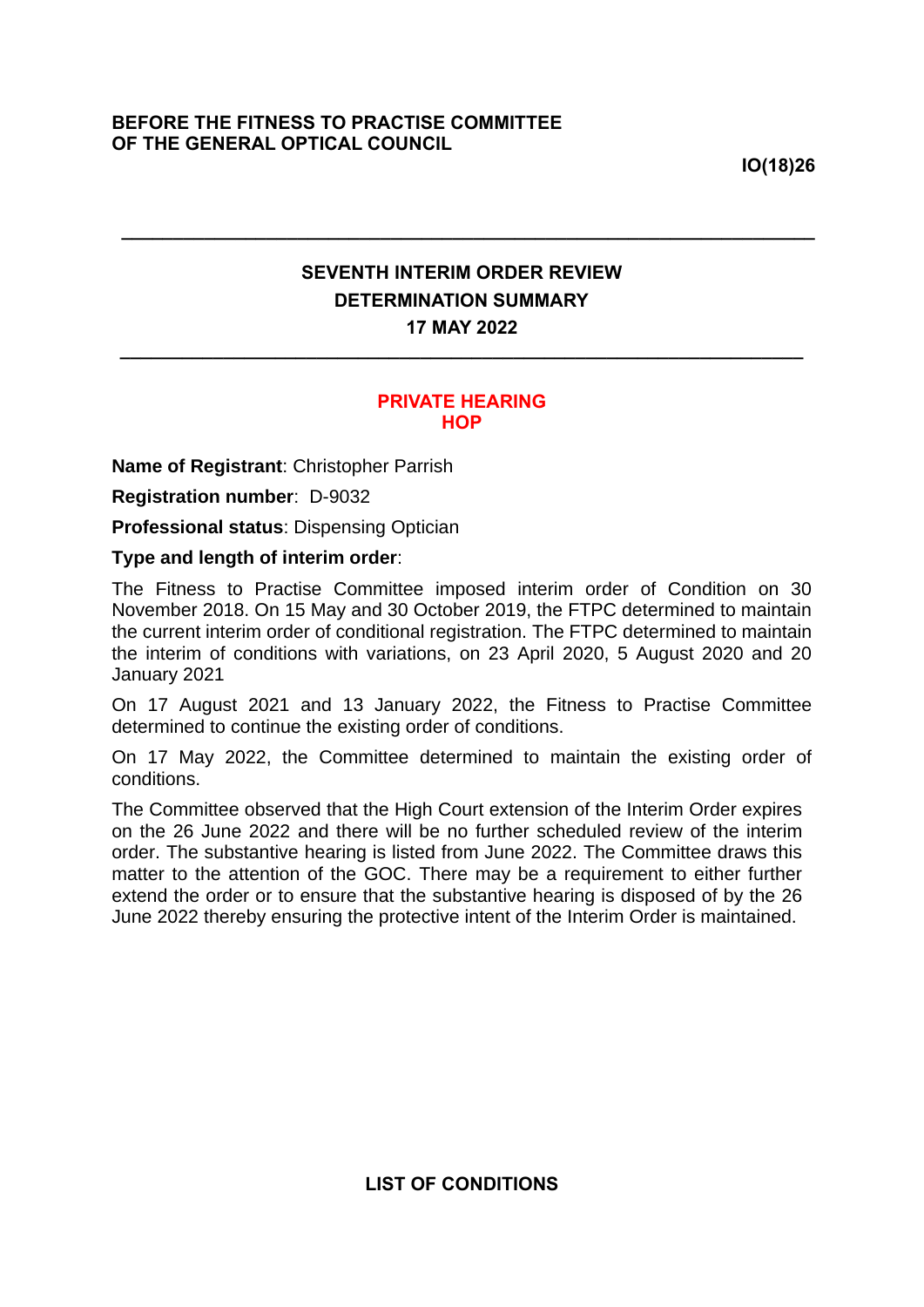**BEFORE THE FITNESS TO PRACTISE COMMITTEE**
**OF THE GENERAL OPTICAL COUNCIL**

**IO(18)26**

---

## SEVENTH INTERIM ORDER REVIEW
## DETERMINATION SUMMARY
## 17 MAY 2022

---

**PRIVATE HEARING**
**HOP**

**Name of Registrant**: Christopher Parrish

**Registration number**: D-9032

**Professional status**: Dispensing Optician

**Type and length of interim order**:

The Fitness to Practise Committee imposed interim order of Condition on 30 November 2018. On 15 May and 30 October 2019, the FTPC determined to maintain the current interim order of conditional registration. The FTPC determined to maintain the interim of conditions with variations, on 23 April 2020, 5 August 2020 and 20 January 2021

On 17 August 2021 and 13 January 2022, the Fitness to Practise Committee determined to continue the existing order of conditions.

On 17 May 2022, the Committee determined to maintain the existing order of conditions.

The Committee observed that the High Court extension of the Interim Order expires on the 26 June 2022 and there will be no further scheduled review of the interim order. The substantive hearing is listed from June 2022. The Committee draws this matter to the attention of the GOC. There may be a requirement to either further extend the order or to ensure that the substantive hearing is disposed of by the 26 June 2022 thereby ensuring the protective intent of the Interim Order is maintained.

## LIST OF CONDITIONS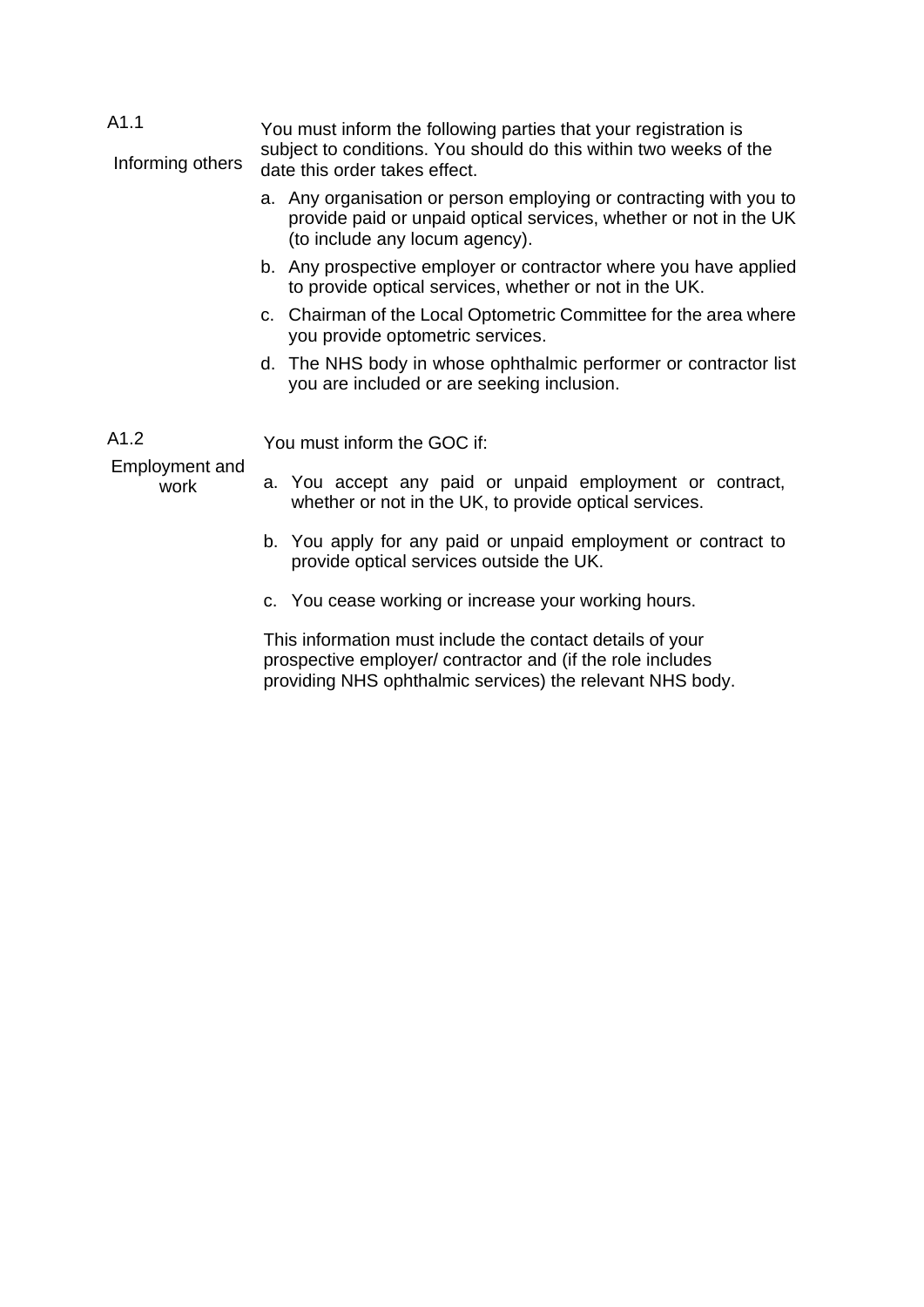| | |
|---|---|
| A1.1<br><br>Informing others | You must inform the following parties that your registration is subject to conditions. You should do this within two weeks of the date this order takes effect.<br><br>a. Any organisation or person employing or contracting with you to provide paid or unpaid optical services, whether or not in the UK (to include any locum agency).<br><br>b. Any prospective employer or contractor where you have applied to provide optical services, whether or not in the UK.<br><br>c. Chairman of the Local Optometric Committee for the area where you provide optometric services.<br><br>d. The NHS body in whose ophthalmic performer or contractor list you are included or are seeking inclusion. |
| A1.2<br><br>Employment and work | You must inform the GOC if:<br><br>a. You accept any paid or unpaid employment or contract, whether or not in the UK, to provide optical services.<br><br>b. You apply for any paid or unpaid employment or contract to provide optical services outside the UK.<br><br>c. You cease working or increase your working hours.<br><br>This information must include the contact details of your prospective employer/ contractor and (if the role includes providing NHS ophthalmic services) the relevant NHS body. |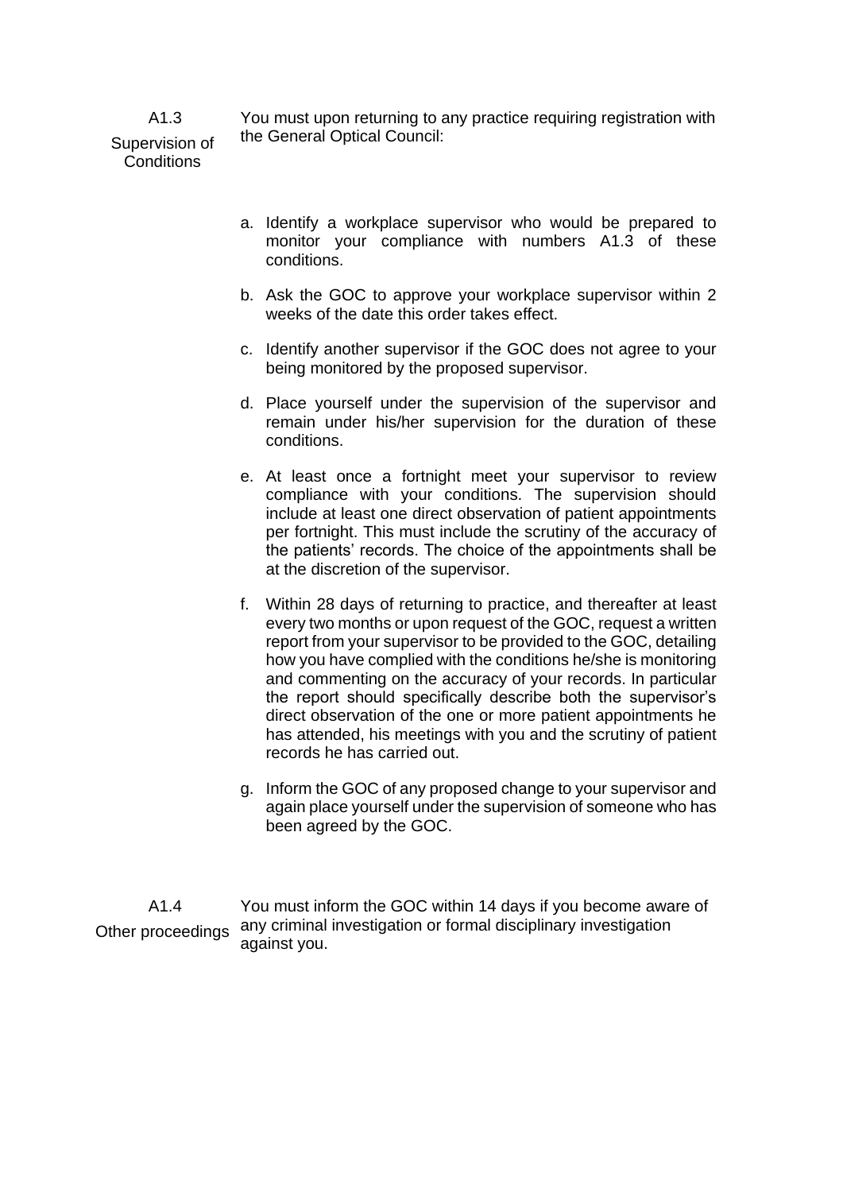**A1.3**
**Supervision of Conditions**

You must upon returning to any practice requiring registration with the General Optical Council:

a. Identify a workplace supervisor who would be prepared to monitor your compliance with numbers A1.3 of these conditions.

b. Ask the GOC to approve your workplace supervisor within 2 weeks of the date this order takes effect.

c. Identify another supervisor if the GOC does not agree to your being monitored by the proposed supervisor.

d. Place yourself under the supervision of the supervisor and remain under his/her supervision for the duration of these conditions.

e. At least once a fortnight meet your supervisor to review compliance with your conditions. The supervision should include at least one direct observation of patient appointments per fortnight. This must include the scrutiny of the accuracy of the patients' records. The choice of the appointments shall be at the discretion of the supervisor.

f. Within 28 days of returning to practice, and thereafter at least every two months or upon request of the GOC, request a written report from your supervisor to be provided to the GOC, detailing how you have complied with the conditions he/she is monitoring and commenting on the accuracy of your records. In particular the report should specifically describe both the supervisor's direct observation of the one or more patient appointments he has attended, his meetings with you and the scrutiny of patient records he has carried out.

g. Inform the GOC of any proposed change to your supervisor and again place yourself under the supervision of someone who has been agreed by the GOC.

**A1.4**
**Other proceedings**

You must inform the GOC within 14 days if you become aware of any criminal investigation or formal disciplinary investigation against you.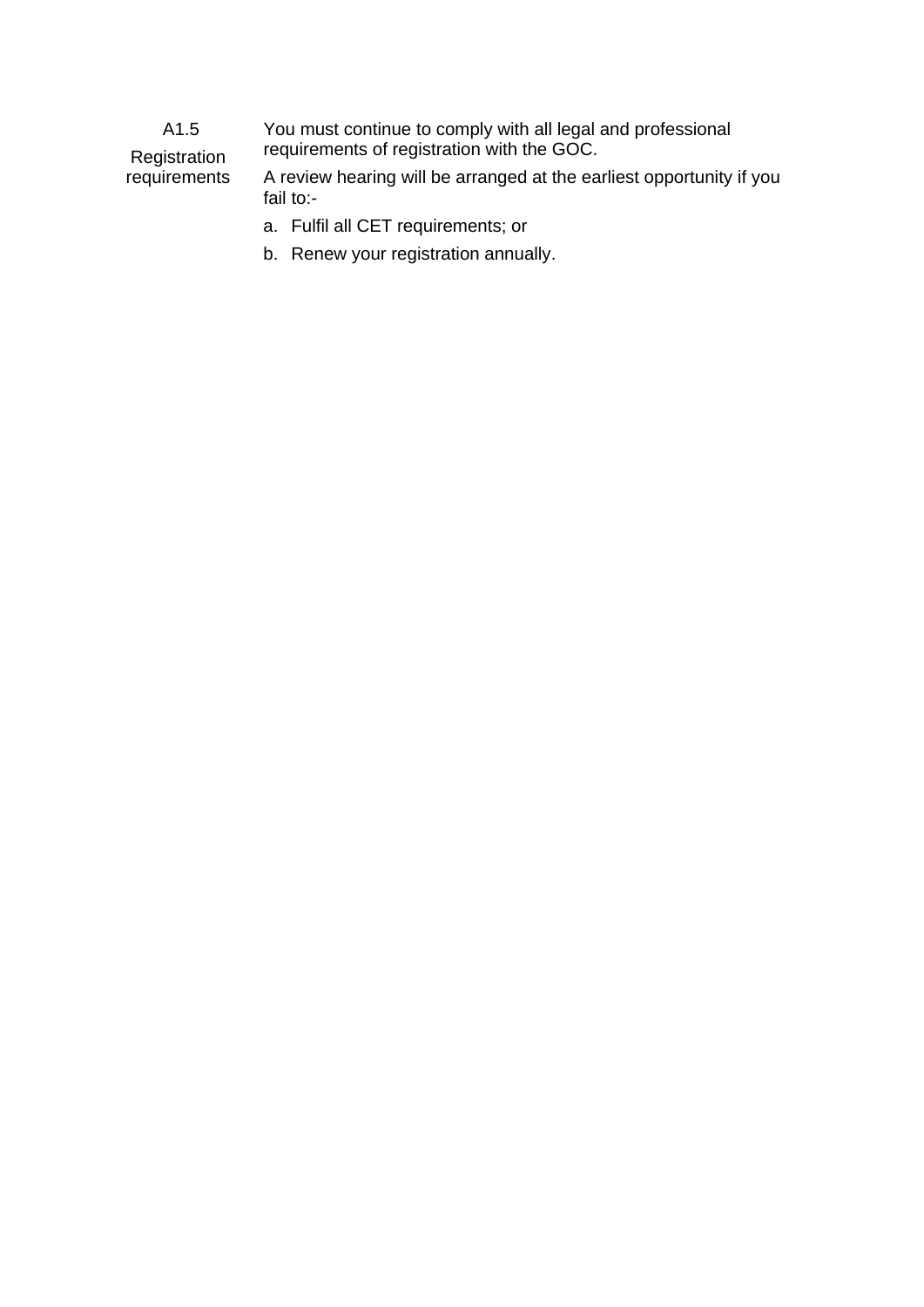| | |
|---|---|
| A1.5<br>Registration requirements | You must continue to comply with all legal and professional requirements of registration with the GOC.<br>A review hearing will be arranged at the earliest opportunity if you fail to:-<br>a. Fulfil all CET requirements; or<br>b. Renew your registration annually. |